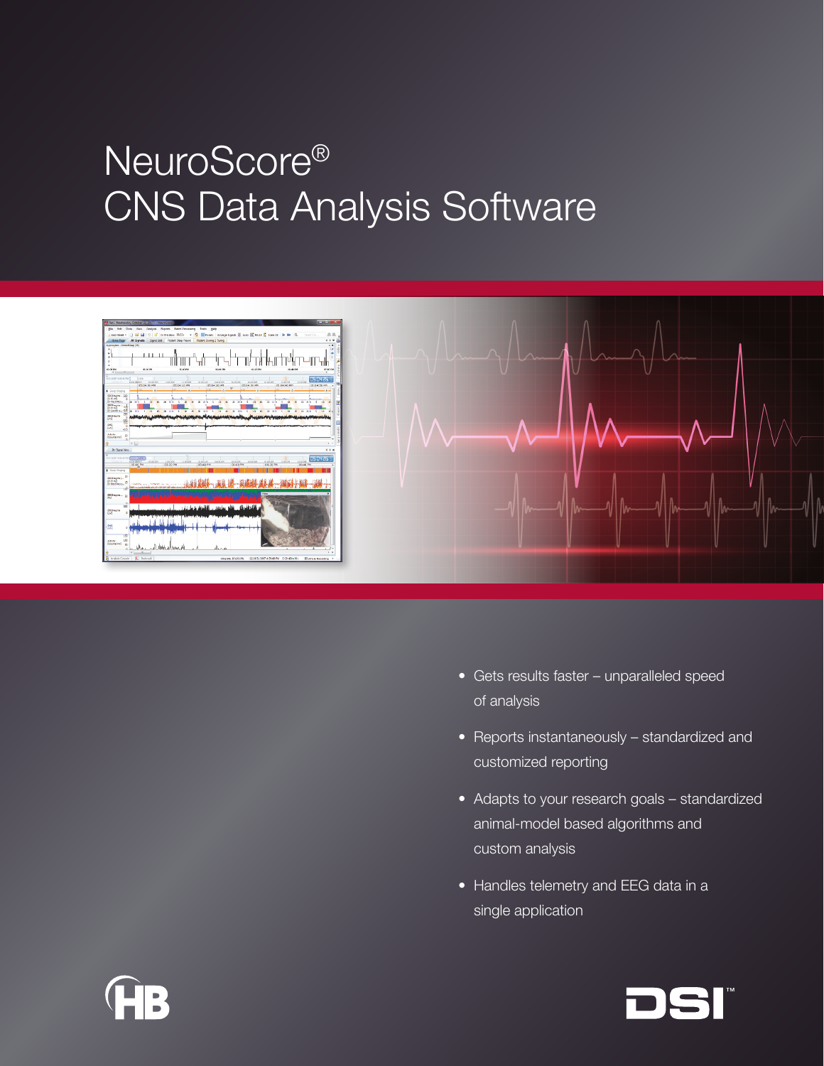# NeuroScore®
# CNS Data Analysis Software

- Gets results faster – unparalleled speed of analysis
- Reports instantaneously – standardized and customized reporting
- Adapts to your research goals – standardized animal-model based algorithms and custom analysis
- Handles telemetry and EEG data in a single application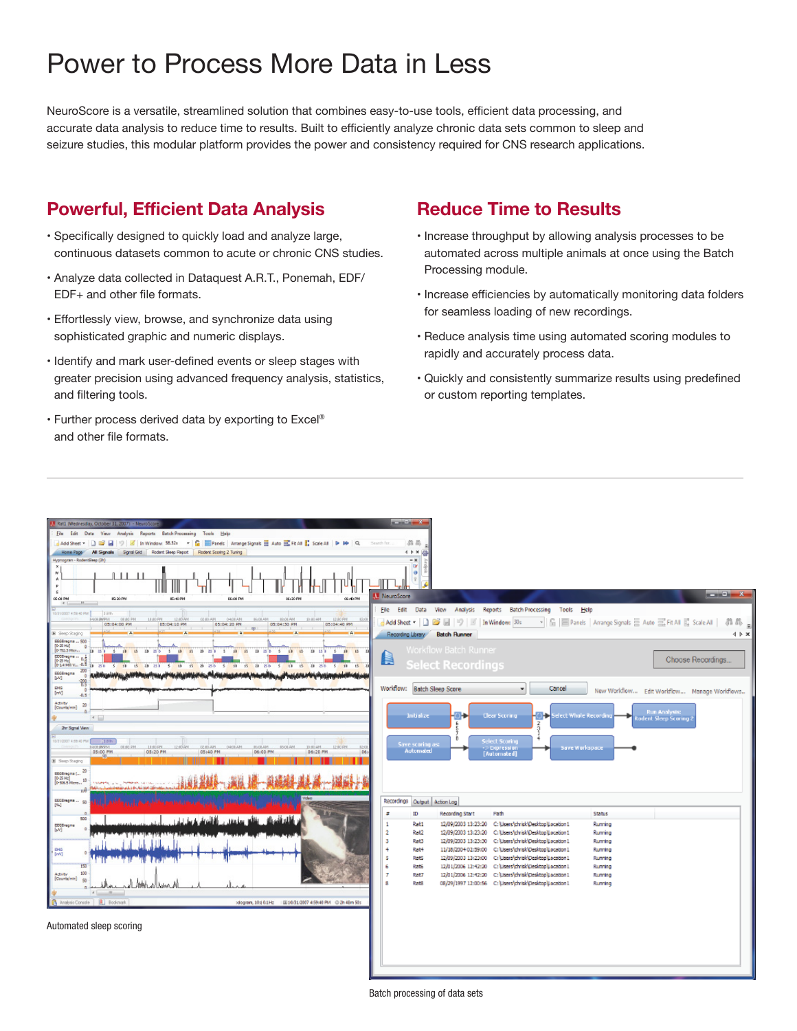# Power to Process More Data in Less

NeuroScore is a versatile, streamlined solution that combines easy-to-use tools, efficient data processing, and accurate data analysis to reduce time to results. Built to efficiently analyze chronic data sets common to sleep and seizure studies, this modular platform provides the power and consistency required for CNS research applications.

## Powerful, Efficient Data Analysis

- Specifically designed to quickly load and analyze large, continuous datasets common to acute or chronic CNS studies.
- Analyze data collected in Dataquest A.R.T., Ponemah, EDF/EDF+ and other file formats.
- Effortlessly view, browse, and synchronize data using sophisticated graphic and numeric displays.
- Identify and mark user-defined events or sleep stages with greater precision using advanced frequency analysis, statistics, and filtering tools.
- Further process derived data by exporting to Excel® and other file formats.

## Reduce Time to Results

- Increase throughput by allowing analysis processes to be automated across multiple animals at once using the Batch Processing module.
- Increase efficiencies by automatically monitoring data folders for seamless loading of new recordings.
- Reduce analysis time using automated scoring modules to rapidly and accurately process data.
- Quickly and consistently summarize results using predefined or custom reporting templates.

Automated sleep scoring

Batch processing of data sets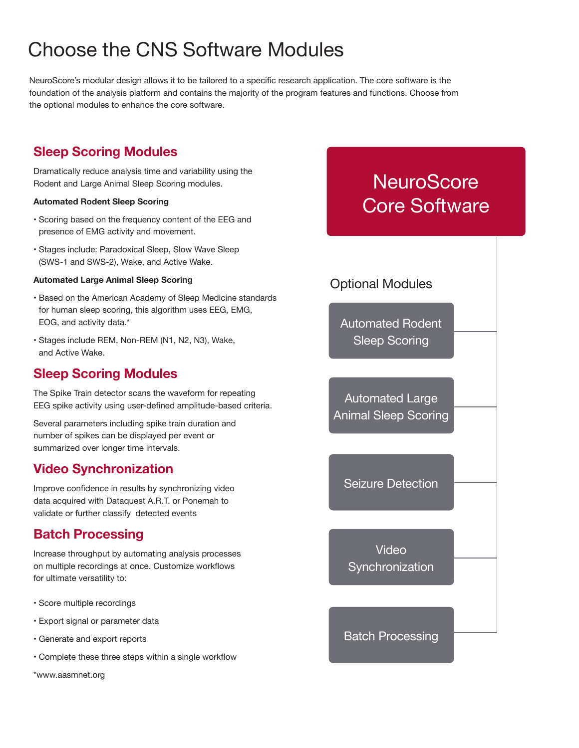# Choose the CNS Software Modules

NeuroScore's modular design allows it to be tailored to a specific research application. The core software is the foundation of the analysis platform and contains the majority of the program features and functions. Choose from the optional modules to enhance the core software.

## Sleep Scoring Modules

Dramatically reduce analysis time and variability using the Rodent and Large Animal Sleep Scoring modules.

**Automated Rodent Sleep Scoring**

- Scoring based on the frequency content of the EEG and presence of EMG activity and movement.
- Stages include: Paradoxical Sleep, Slow Wave Sleep (SWS-1 and SWS-2), Wake, and Active Wake.

**Automated Large Animal Sleep Scoring**

- Based on the American Academy of Sleep Medicine standards for human sleep scoring, this algorithm uses EEG, EMG, EOG, and activity data.*
- Stages include REM, Non-REM (N1, N2, N3), Wake, and Active Wake.

## Sleep Scoring Modules

The Spike Train detector scans the waveform for repeating EEG spike activity using user-defined amplitude-based criteria.

Several parameters including spike train duration and number of spikes can be displayed per event or summarized over longer time intervals.

## Video Synchronization

Improve confidence in results by synchronizing video data acquired with Dataquest A.R.T. or Ponemah to validate or further classify detected events

## Batch Processing

Increase throughput by automating analysis processes on multiple recordings at once. Customize workflows for ultimate versatility to:

- Score multiple recordings
- Export signal or parameter data
- Generate and export reports
- Complete these three steps within a single workflow

*www.aasmnet.org

**NeuroScore Core Software**

Optional Modules

- Automated Rodent Sleep Scoring
- Automated Large Animal Sleep Scoring
- Seizure Detection
- Video Synchronization
- Batch Processing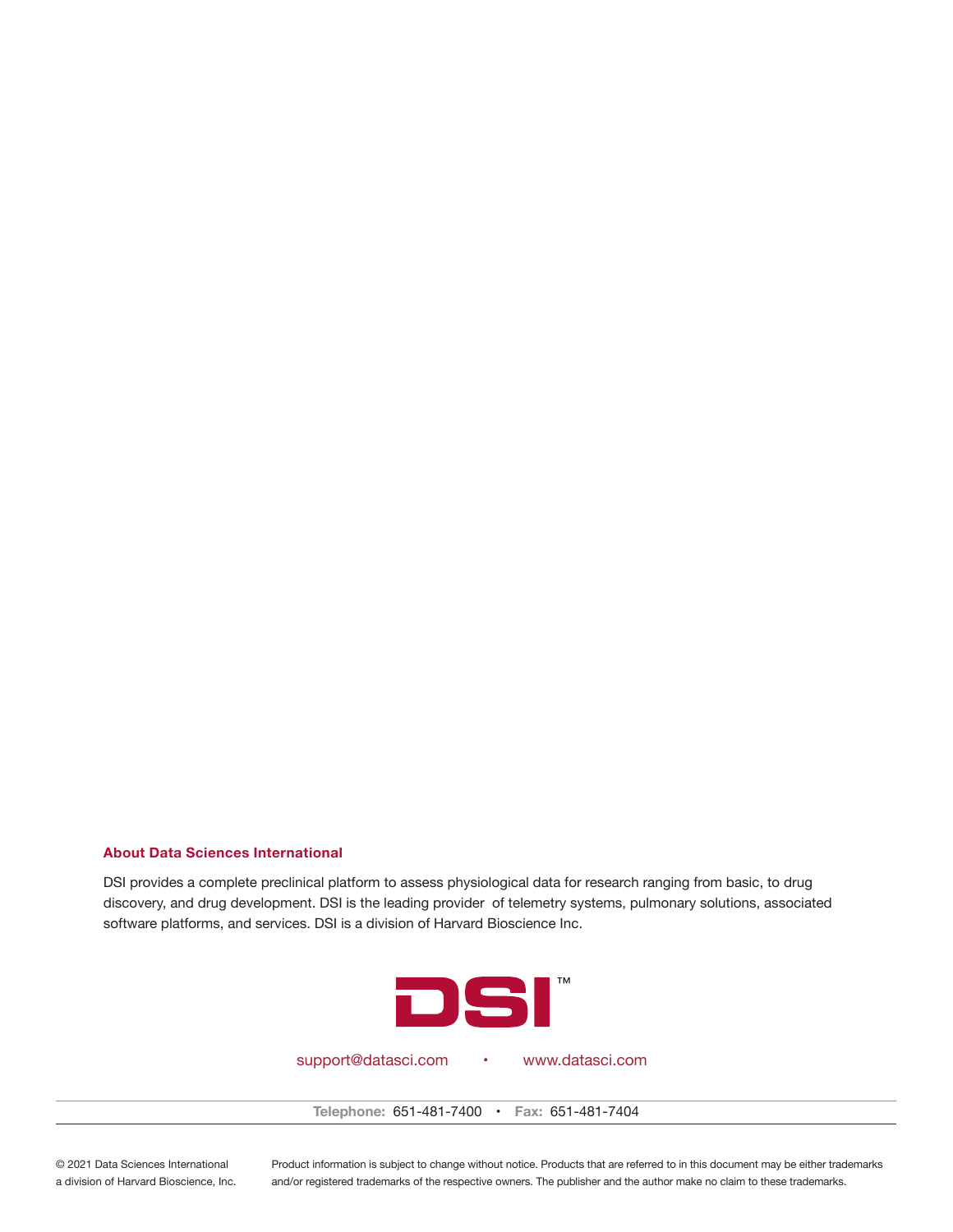### About Data Sciences International

DSI provides a complete preclinical platform to assess physiological data for research ranging from basic, to drug discovery, and drug development. DSI is the leading provider of telemetry systems, pulmonary solutions, associated software platforms, and services. DSI is a division of Harvard Bioscience Inc.

DSI™

support@datasci.com • www.datasci.com

**Telephone:** 651-481-7400 • **Fax:** 651-481-7404

© 2021 Data Sciences International
a division of Harvard Bioscience, Inc.

Product information is subject to change without notice. Products that are referred to in this document may be either trademarks and/or registered trademarks of the respective owners. The publisher and the author make no claim to these trademarks.